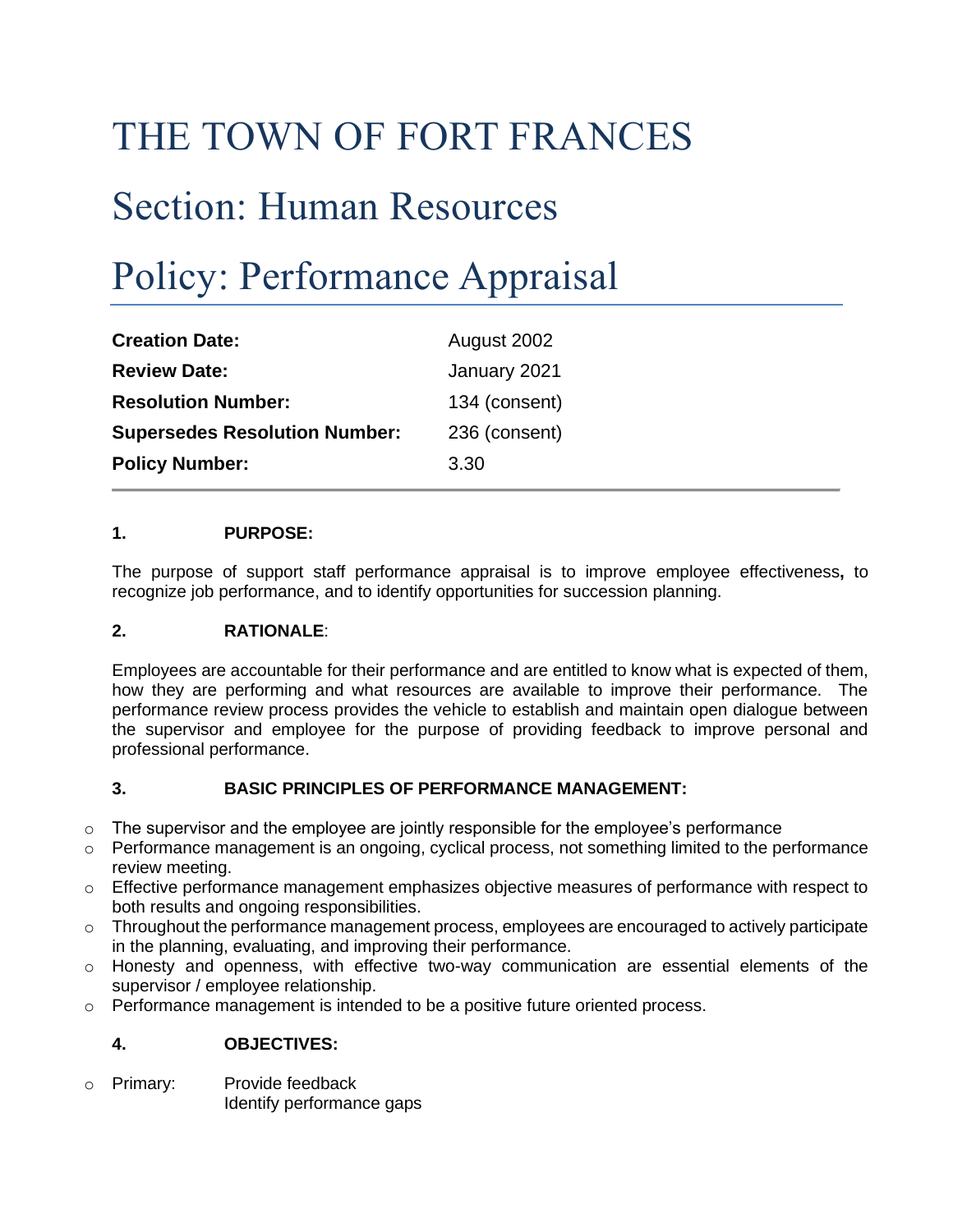# THE TOWN OF FORT FRANCES

# Section: Human Resources

# Policy: Performance Appraisal

| | |
|---|---|
| **Creation Date:** | August 2002 |
| **Review Date:** | January 2021 |
| **Resolution Number:** | 134 (consent) |
| **Supersedes Resolution Number:** | 236 (consent) |
| **Policy Number:** | 3.30 |

## 1. PURPOSE:

The purpose of support staff performance appraisal is to improve employee effectiveness**,** to recognize job performance, and to identify opportunities for succession planning.

## 2. RATIONALE:

Employees are accountable for their performance and are entitled to know what is expected of them, how they are performing and what resources are available to improve their performance. The performance review process provides the vehicle to establish and maintain open dialogue between the supervisor and employee for the purpose of providing feedback to improve personal and professional performance.

## 3. BASIC PRINCIPLES OF PERFORMANCE MANAGEMENT:

- The supervisor and the employee are jointly responsible for the employee's performance
- Performance management is an ongoing, cyclical process, not something limited to the performance review meeting.
- Effective performance management emphasizes objective measures of performance with respect to both results and ongoing responsibilities.
- Throughout the performance management process, employees are encouraged to actively participate in the planning, evaluating, and improving their performance.
- Honesty and openness, with effective two-way communication are essential elements of the supervisor / employee relationship.
- Performance management is intended to be a positive future oriented process.

## 4. OBJECTIVES:

- Primary: Provide feedback
  Identify performance gaps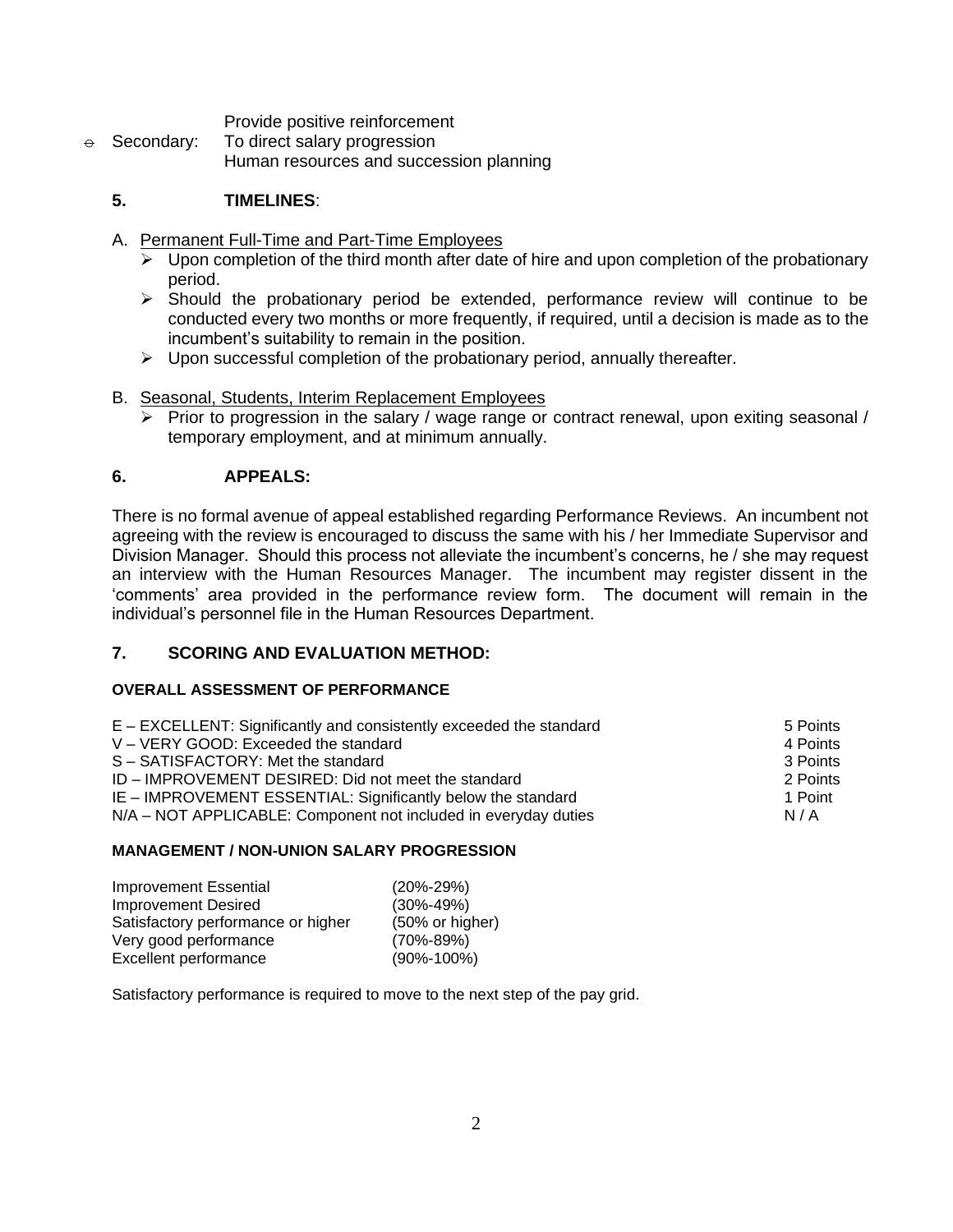Provide positive reinforcement

- Secondary: To direct salary progression
  Human resources and succession planning

## 5. TIMELINES:

A. Permanent Full-Time and Part-Time Employees

- Upon completion of the third month after date of hire and upon completion of the probationary period.
- Should the probationary period be extended, performance review will continue to be conducted every two months or more frequently, if required, until a decision is made as to the incumbent's suitability to remain in the position.
- Upon successful completion of the probationary period, annually thereafter.

B. Seasonal, Students, Interim Replacement Employees

- Prior to progression in the salary / wage range or contract renewal, upon exiting seasonal / temporary employment, and at minimum annually.

## 6. APPEALS:

There is no formal avenue of appeal established regarding Performance Reviews. An incumbent not agreeing with the review is encouraged to discuss the same with his / her Immediate Supervisor and Division Manager. Should this process not alleviate the incumbent's concerns, he / she may request an interview with the Human Resources Manager. The incumbent may register dissent in the 'comments' area provided in the performance review form. The document will remain in the individual's personnel file in the Human Resources Department.

## 7. SCORING AND EVALUATION METHOD:

### OVERALL ASSESSMENT OF PERFORMANCE

| Rating | Points |
|---|---|
| E – EXCELLENT: Significantly and consistently exceeded the standard | 5 Points |
| V – VERY GOOD: Exceeded the standard | 4 Points |
| S – SATISFACTORY: Met the standard | 3 Points |
| ID – IMPROVEMENT DESIRED: Did not meet the standard | 2 Points |
| IE – IMPROVEMENT ESSENTIAL: Significantly below the standard | 1 Point |
| N/A – NOT APPLICABLE: Component not included in everyday duties | N / A |

### MANAGEMENT / NON-UNION SALARY PROGRESSION

| Performance | Range |
|---|---|
| Improvement Essential | (20%-29%) |
| Improvement Desired | (30%-49%) |
| Satisfactory performance or higher | (50% or higher) |
| Very good performance | (70%-89%) |
| Excellent performance | (90%-100%) |

Satisfactory performance is required to move to the next step of the pay grid.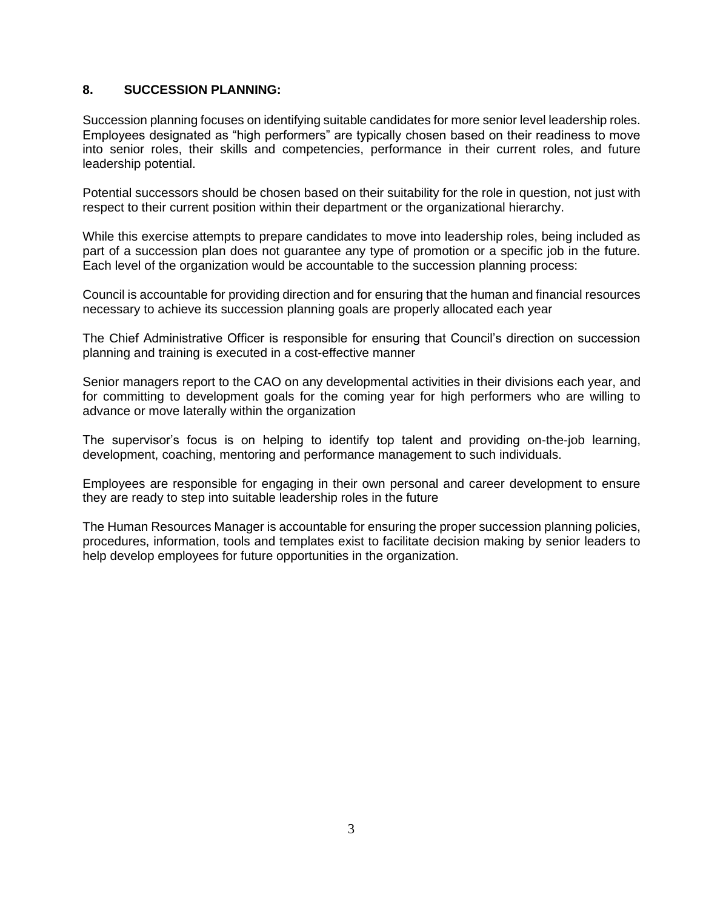## 8. SUCCESSION PLANNING:

Succession planning focuses on identifying suitable candidates for more senior level leadership roles. Employees designated as "high performers" are typically chosen based on their readiness to move into senior roles, their skills and competencies, performance in their current roles, and future leadership potential.

Potential successors should be chosen based on their suitability for the role in question, not just with respect to their current position within their department or the organizational hierarchy.

While this exercise attempts to prepare candidates to move into leadership roles, being included as part of a succession plan does not guarantee any type of promotion or a specific job in the future. Each level of the organization would be accountable to the succession planning process:

Council is accountable for providing direction and for ensuring that the human and financial resources necessary to achieve its succession planning goals are properly allocated each year

The Chief Administrative Officer is responsible for ensuring that Council's direction on succession planning and training is executed in a cost-effective manner

Senior managers report to the CAO on any developmental activities in their divisions each year, and for committing to development goals for the coming year for high performers who are willing to advance or move laterally within the organization

The supervisor's focus is on helping to identify top talent and providing on-the-job learning, development, coaching, mentoring and performance management to such individuals.

Employees are responsible for engaging in their own personal and career development to ensure they are ready to step into suitable leadership roles in the future

The Human Resources Manager is accountable for ensuring the proper succession planning policies, procedures, information, tools and templates exist to facilitate decision making by senior leaders to help develop employees for future opportunities in the organization.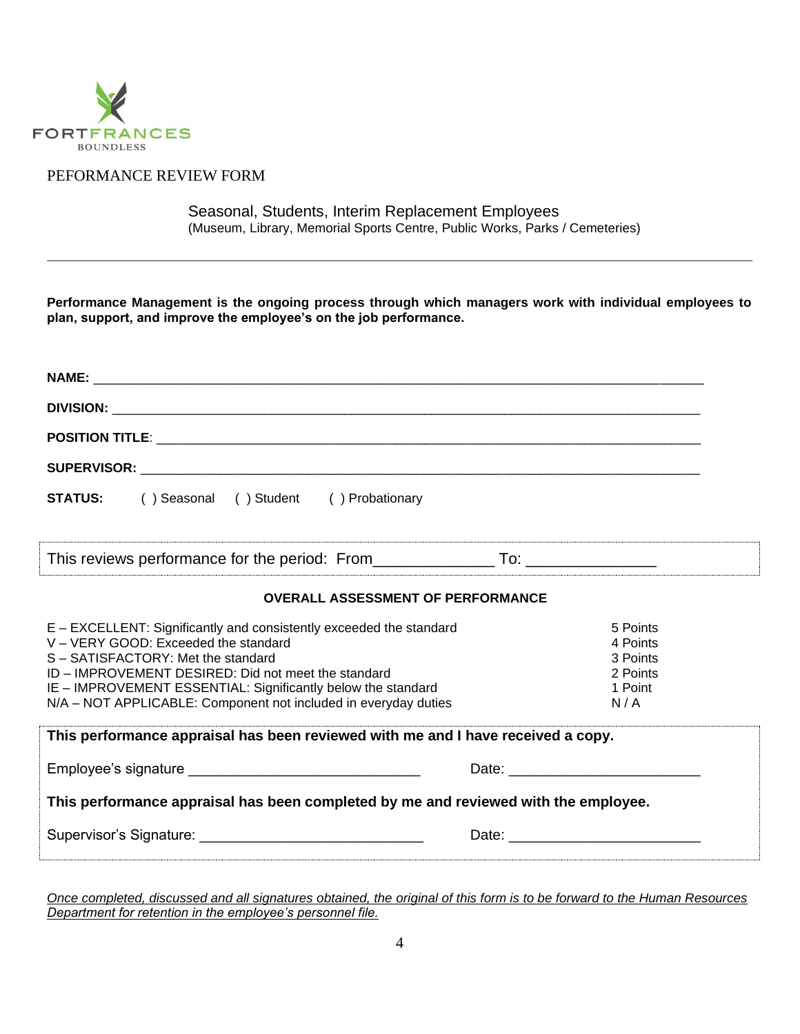FORTFRANCES
BOUNDLESS

PEFORMANCE REVIEW FORM

Seasonal, Students, Interim Replacement Employees
(Museum, Library, Memorial Sports Centre, Public Works, Parks / Cemeteries)

---

**Performance Management is the ongoing process through which managers work with individual employees to plan, support, and improve the employee's on the job performance.**

**NAME:** ______________________________________________________________________________

**DIVISION:** ___________________________________________________________________________

**POSITION TITLE**: _____________________________________________________________________

**SUPERVISOR:** ________________________________________________________________________

**STATUS:** ( ) Seasonal ( ) Student ( ) Probationary

This reviews performance for the period: From_____________ To: ______________

**OVERALL ASSESSMENT OF PERFORMANCE**

| | |
|---|---|
| E – EXCELLENT: Significantly and consistently exceeded the standard | 5 Points |
| V – VERY GOOD: Exceeded the standard | 4 Points |
| S – SATISFACTORY: Met the standard | 3 Points |
| ID – IMPROVEMENT DESIRED: Did not meet the standard | 2 Points |
| IE – IMPROVEMENT ESSENTIAL: Significantly below the standard | 1 Point |
| N/A – NOT APPLICABLE: Component not included in everyday duties | N / A |

**This performance appraisal has been reviewed with me and I have received a copy.**

Employee's signature ____________________________ Date: _______________________

**This performance appraisal has been completed by me and reviewed with the employee.**

Supervisor's Signature: ___________________________ Date: _______________________

*Once completed, discussed and all signatures obtained, the original of this form is to be forward to the Human Resources Department for retention in the employee's personnel file.*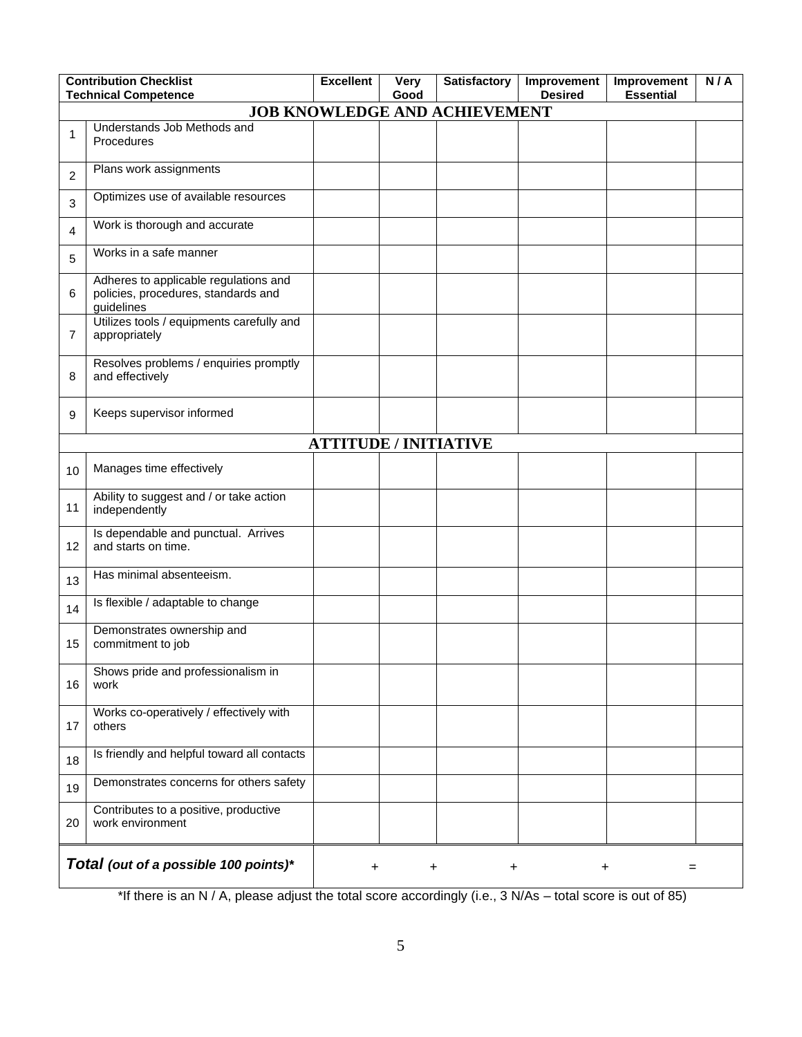| | Contribution Checklist<br>Technical Competence | Excellent | Very Good | Satisfactory | Improvement Desired | Improvement Essential | N / A |
|---|---|---|---|---|---|---|---|
| | **JOB KNOWLEDGE AND ACHIEVEMENT** | | | | | | |
| 1 | Understands Job Methods and Procedures | | | | | | |
| 2 | Plans work assignments | | | | | | |
| 3 | Optimizes use of available resources | | | | | | |
| 4 | Work is thorough and accurate | | | | | | |
| 5 | Works in a safe manner | | | | | | |
| 6 | Adheres to applicable regulations and policies, procedures, standards and guidelines | | | | | | |
| 7 | Utilizes tools / equipments carefully and appropriately | | | | | | |
| 8 | Resolves problems / enquiries promptly and effectively | | | | | | |
| 9 | Keeps supervisor informed | | | | | | |
| | **ATTITUDE / INITIATIVE** | | | | | | |
| 10 | Manages time effectively | | | | | | |
| 11 | Ability to suggest and / or take action independently | | | | | | |
| 12 | Is dependable and punctual. Arrives and starts on time. | | | | | | |
| 13 | Has minimal absenteeism. | | | | | | |
| 14 | Is flexible / adaptable to change | | | | | | |
| 15 | Demonstrates ownership and commitment to job | | | | | | |
| 16 | Shows pride and professionalism in work | | | | | | |
| 17 | Works co-operatively / effectively with others | | | | | | |
| 18 | Is friendly and helpful toward all contacts | | | | | | |
| 19 | Demonstrates concerns for others safety | | | | | | |
| 20 | Contributes to a positive, productive work environment | | | | | | |
| | ***Total** (out of a possible 100 points)** | + | + | + | + | = | |

*If there is an N / A, please adjust the total score accordingly (i.e., 3 N/As – total score is out of 85)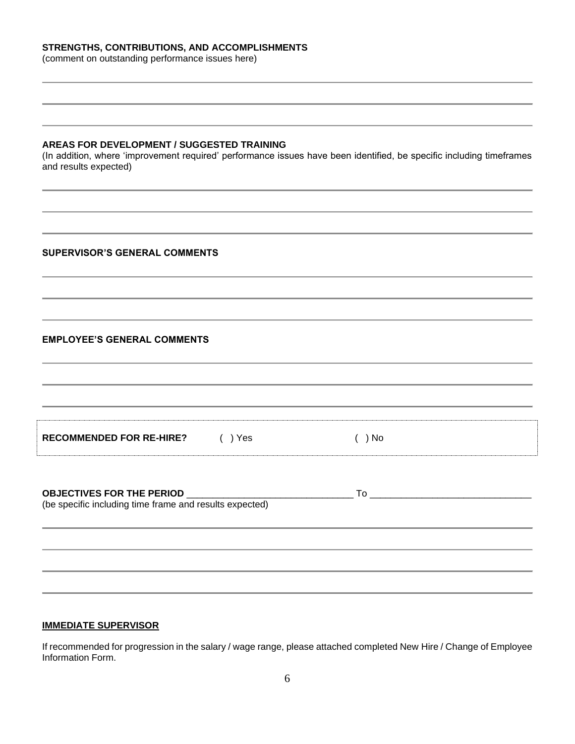**STRENGTHS, CONTRIBUTIONS, AND ACCOMPLISHMENTS**
(comment on outstanding performance issues here)

______________________________________________________________________________

______________________________________________________________________________

______________________________________________________________________________

**AREAS FOR DEVELOPMENT / SUGGESTED TRAINING**
(In addition, where 'improvement required' performance issues have been identified, be specific including timeframes and results expected)

______________________________________________________________________________

______________________________________________________________________________

______________________________________________________________________________

**SUPERVISOR'S GENERAL COMMENTS**

______________________________________________________________________________

______________________________________________________________________________

______________________________________________________________________________

**EMPLOYEE'S GENERAL COMMENTS**

______________________________________________________________________________

______________________________________________________________________________

______________________________________________________________________________

**RECOMMENDED FOR RE-HIRE?** ( ) Yes ( ) No

**OBJECTIVES FOR THE PERIOD** _______________________________ To _____________________________
(be specific including time frame and results expected)

______________________________________________________________________________

______________________________________________________________________________

______________________________________________________________________________

______________________________________________________________________________

**IMMEDIATE SUPERVISOR**

If recommended for progression in the salary / wage range, please attached completed New Hire / Change of Employee Information Form.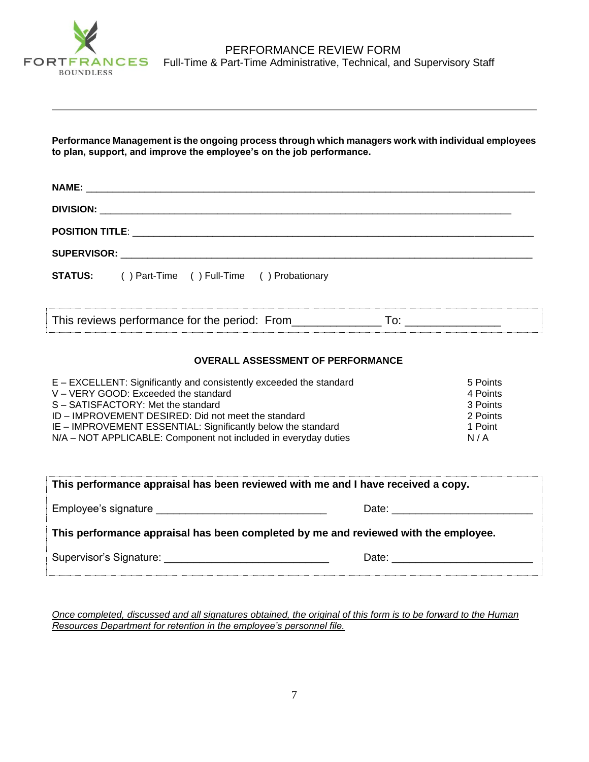FORTFRANCES
BOUNDLESS

# PERFORMANCE REVIEW FORM

Full-Time & Part-Time Administrative, Technical, and Supervisory Staff

---

**Performance Management is the ongoing process through which managers work with individual employees to plan, support, and improve the employee's on the job performance.**

**NAME:** ____________________________________________________________________________

**DIVISION:** ________________________________________________________________________

**POSITION TITLE**: __________________________________________________________________

**SUPERVISOR:** ______________________________________________________________________

**STATUS:** ( ) Part-Time ( ) Full-Time ( ) Probationary

This reviews performance for the period: From_____________ To: ______________

### OVERALL ASSESSMENT OF PERFORMANCE

| | |
|---|---|
| E – EXCELLENT: Significantly and consistently exceeded the standard | 5 Points |
| V – VERY GOOD: Exceeded the standard | 4 Points |
| S – SATISFACTORY: Met the standard | 3 Points |
| ID – IMPROVEMENT DESIRED: Did not meet the standard | 2 Points |
| IE – IMPROVEMENT ESSENTIAL: Significantly below the standard | 1 Point |
| N/A – NOT APPLICABLE: Component not included in everyday duties | N / A |

**This performance appraisal has been reviewed with me and I have received a copy.**

Employee's signature ____________________________ Date: ______________________

**This performance appraisal has been completed by me and reviewed with the employee.**

Supervisor's Signature: ___________________________ Date: ______________________

*Once completed, discussed and all signatures obtained, the original of this form is to be forward to the Human Resources Department for retention in the employee's personnel file.*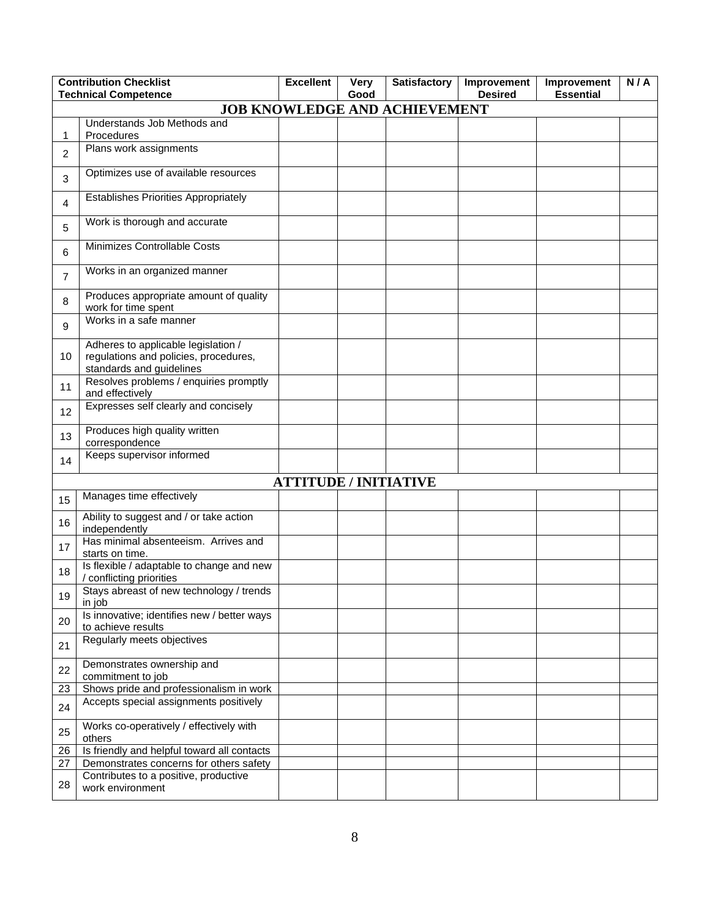| | Contribution Checklist<br>Technical Competence | Excellent | Very Good | Satisfactory | Improvement Desired | Improvement Essential | N / A |
|---|---|---|---|---|---|---|---|
| | **JOB KNOWLEDGE AND ACHIEVEMENT** | | | | | | |
| 1 | Understands Job Methods and Procedures | | | | | | |
| 2 | Plans work assignments | | | | | | |
| 3 | Optimizes use of available resources | | | | | | |
| 4 | Establishes Priorities Appropriately | | | | | | |
| 5 | Work is thorough and accurate | | | | | | |
| 6 | Minimizes Controllable Costs | | | | | | |
| 7 | Works in an organized manner | | | | | | |
| 8 | Produces appropriate amount of quality work for time spent | | | | | | |
| 9 | Works in a safe manner | | | | | | |
| 10 | Adheres to applicable legislation / regulations and policies, procedures, standards and guidelines | | | | | | |
| 11 | Resolves problems / enquiries promptly and effectively | | | | | | |
| 12 | Expresses self clearly and concisely | | | | | | |
| 13 | Produces high quality written correspondence | | | | | | |
| 14 | Keeps supervisor informed | | | | | | |
| | **ATTITUDE / INITIATIVE** | | | | | | |
| 15 | Manages time effectively | | | | | | |
| 16 | Ability to suggest and / or take action independently | | | | | | |
| 17 | Has minimal absenteeism. Arrives and starts on time. | | | | | | |
| 18 | Is flexible / adaptable to change and new / conflicting priorities | | | | | | |
| 19 | Stays abreast of new technology / trends in job | | | | | | |
| 20 | Is innovative; identifies new / better ways to achieve results | | | | | | |
| 21 | Regularly meets objectives | | | | | | |
| 22 | Demonstrates ownership and commitment to job | | | | | | |
| 23 | Shows pride and professionalism in work | | | | | | |
| 24 | Accepts special assignments positively | | | | | | |
| 25 | Works co-operatively / effectively with others | | | | | | |
| 26 | Is friendly and helpful toward all contacts | | | | | | |
| 27 | Demonstrates concerns for others safety | | | | | | |
| 28 | Contributes to a positive, productive work environment | | | | | | |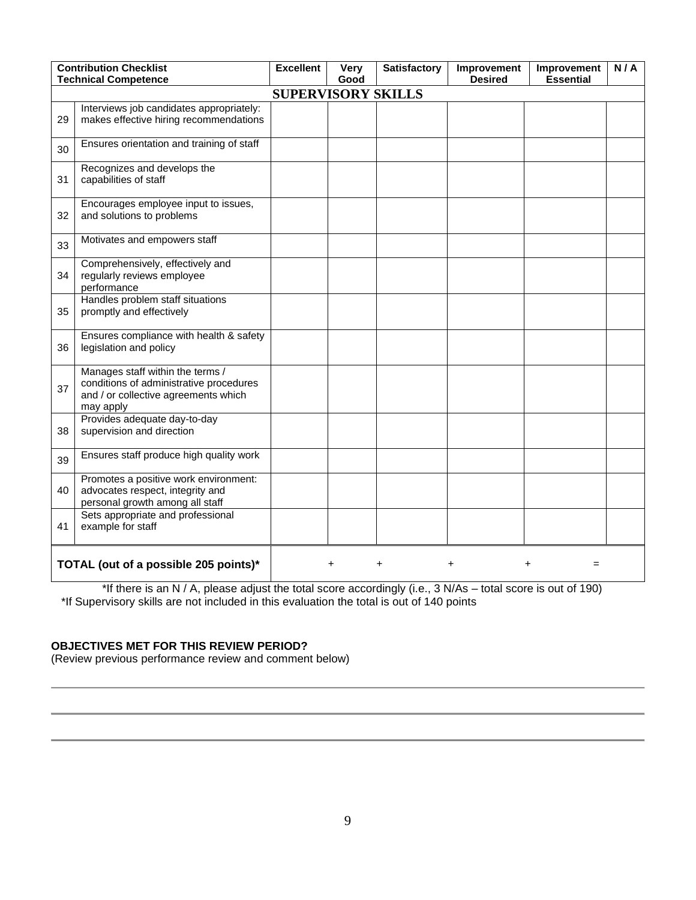| | Contribution Checklist Technical Competence | Excellent | Very Good | Satisfactory | Improvement Desired | Improvement Essential | N / A |
|---|---|---|---|---|---|---|---|
| | **SUPERVISORY SKILLS** | | | | | | |
| 29 | Interviews job candidates appropriately: makes effective hiring recommendations | | | | | | |
| 30 | Ensures orientation and training of staff | | | | | | |
| 31 | Recognizes and develops the capabilities of staff | | | | | | |
| 32 | Encourages employee input to issues, and solutions to problems | | | | | | |
| 33 | Motivates and empowers staff | | | | | | |
| 34 | Comprehensively, effectively and regularly reviews employee performance | | | | | | |
| 35 | Handles problem staff situations promptly and effectively | | | | | | |
| 36 | Ensures compliance with health & safety legislation and policy | | | | | | |
| 37 | Manages staff within the terms / conditions of administrative procedures and / or collective agreements which may apply | | | | | | |
| 38 | Provides adequate day-to-day supervision and direction | | | | | | |
| 39 | Ensures staff produce high quality work | | | | | | |
| 40 | Promotes a positive work environment: advocates respect, integrity and personal growth among all staff | | | | | | |
| 41 | Sets appropriate and professional example for staff | | | | | | |
| | **TOTAL (out of a possible 205 points)*** | + | + | + | + | = | |

*If there is an N / A, please adjust the total score accordingly (i.e., 3 N/As – total score is out of 190)
*If Supervisory skills are not included in this evaluation the total is out of 140 points

**OBJECTIVES MET FOR THIS REVIEW PERIOD?**
(Review previous performance review and comment below)

---

---

---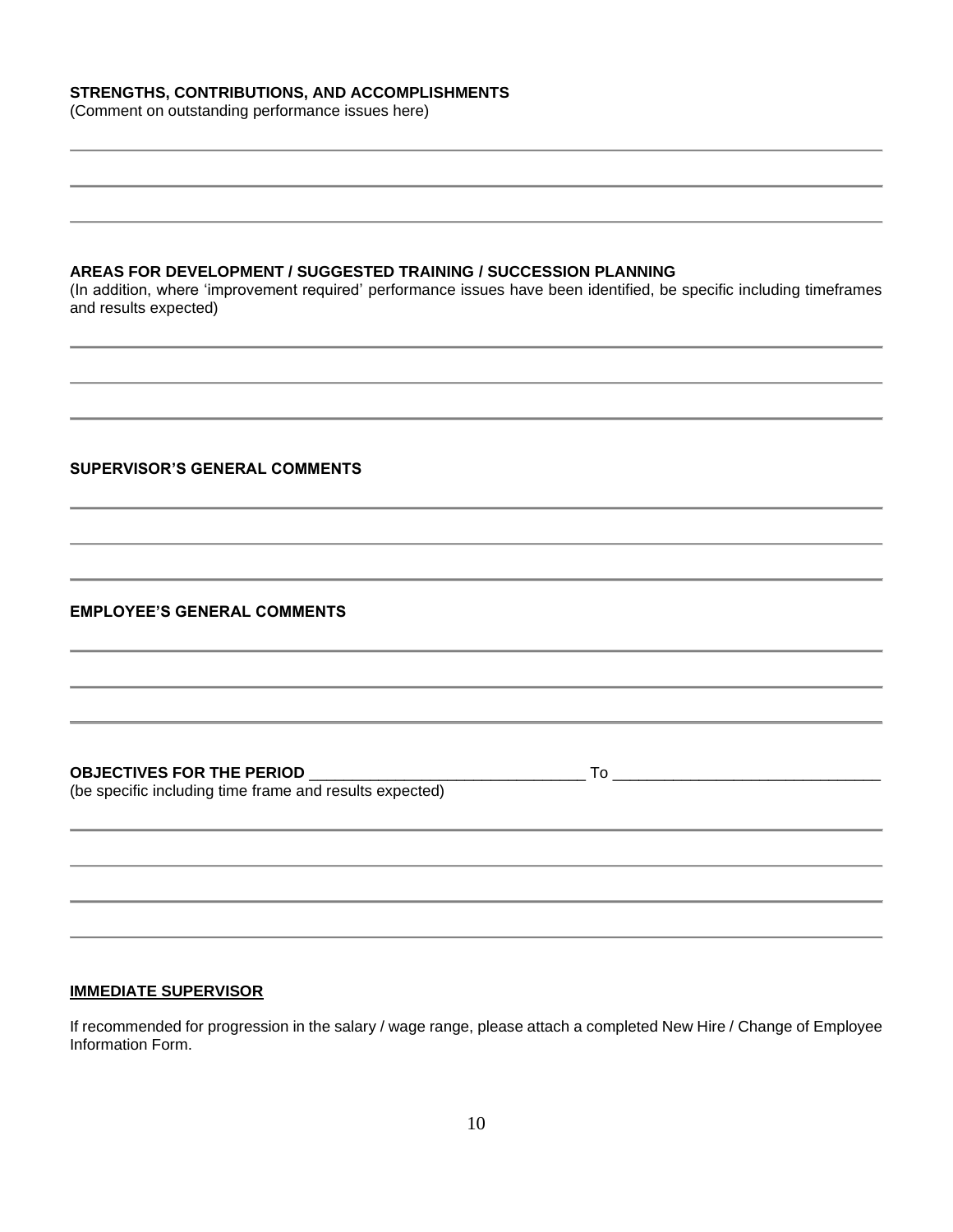**STRENGTHS, CONTRIBUTIONS, AND ACCOMPLISHMENTS**
(Comment on outstanding performance issues here)

______________________________________________________________________________

______________________________________________________________________________

______________________________________________________________________________

**AREAS FOR DEVELOPMENT / SUGGESTED TRAINING / SUCCESSION PLANNING**
(In addition, where 'improvement required' performance issues have been identified, be specific including timeframes and results expected)

______________________________________________________________________________

______________________________________________________________________________

______________________________________________________________________________

**SUPERVISOR'S GENERAL COMMENTS**

______________________________________________________________________________

______________________________________________________________________________

______________________________________________________________________________

**EMPLOYEE'S GENERAL COMMENTS**

______________________________________________________________________________

______________________________________________________________________________

______________________________________________________________________________

**OBJECTIVES FOR THE PERIOD** ________________________________ To ______________________________
(be specific including time frame and results expected)

______________________________________________________________________________

______________________________________________________________________________

______________________________________________________________________________

______________________________________________________________________________

**<u>IMMEDIATE SUPERVISOR</u>**

If recommended for progression in the salary / wage range, please attach a completed New Hire / Change of Employee Information Form.